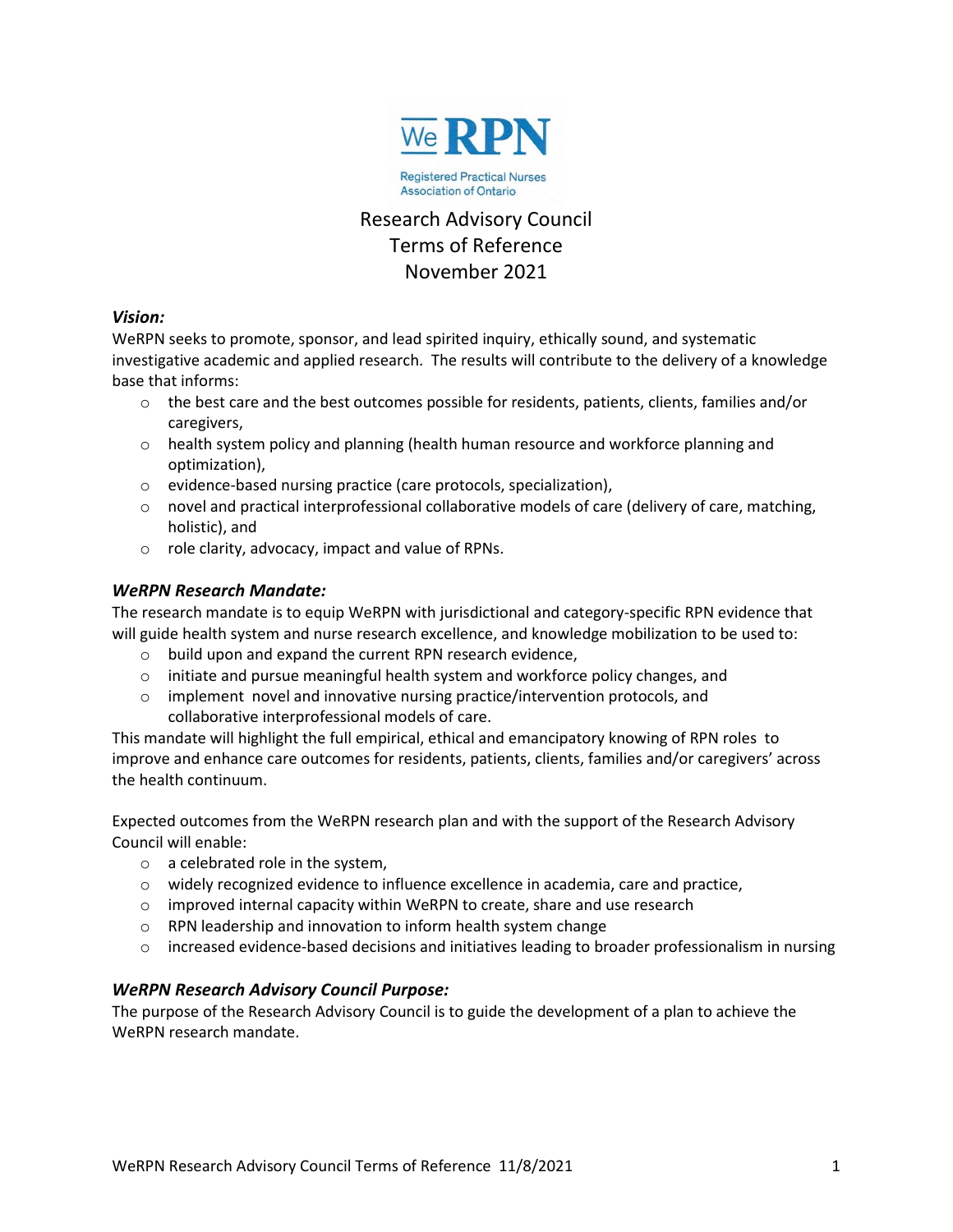# Research Advisory Council Terms of Reference November 2021

### *Vision:*

WeRPN seeks to promote, sponsor, and lead spirited inquiry, ethically sound, and systematic investigative academic and applied research. The results will contribute to the delivery of a knowledge base that informs:

- the best care and the best outcomes possible for residents, patients, clients, families and/or caregivers,
- health system policy and planning (health human resource and workforce planning and optimization),
- evidence-based nursing practice (care protocols, specialization),
- novel and practical interprofessional collaborative models of care (delivery of care, matching, holistic), and
- role clarity, advocacy, impact and value of RPNs.

### *WeRPN Research Mandate:*

The research mandate is to equip WeRPN with jurisdictional and category-specific RPN evidence that will guide health system and nurse research excellence, and knowledge mobilization to be used to:

- build upon and expand the current RPN research evidence,
- initiate and pursue meaningful health system and workforce policy changes, and
- implement novel and innovative nursing practice/intervention protocols, and collaborative interprofessional models of care.

This mandate will highlight the full empirical, ethical and emancipatory knowing of RPN roles to improve and enhance care outcomes for residents, patients, clients, families and/or caregivers' across the health continuum.

Expected outcomes from the WeRPN research plan and with the support of the Research Advisory Council will enable:

- a celebrated role in the system,
- widely recognized evidence to influence excellence in academia, care and practice,
- improved internal capacity within WeRPN to create, share and use research
- RPN leadership and innovation to inform health system change
- increased evidence-based decisions and initiatives leading to broader professionalism in nursing

### *WeRPN Research Advisory Council Purpose:*

The purpose of the Research Advisory Council is to guide the development of a plan to achieve the WeRPN research mandate.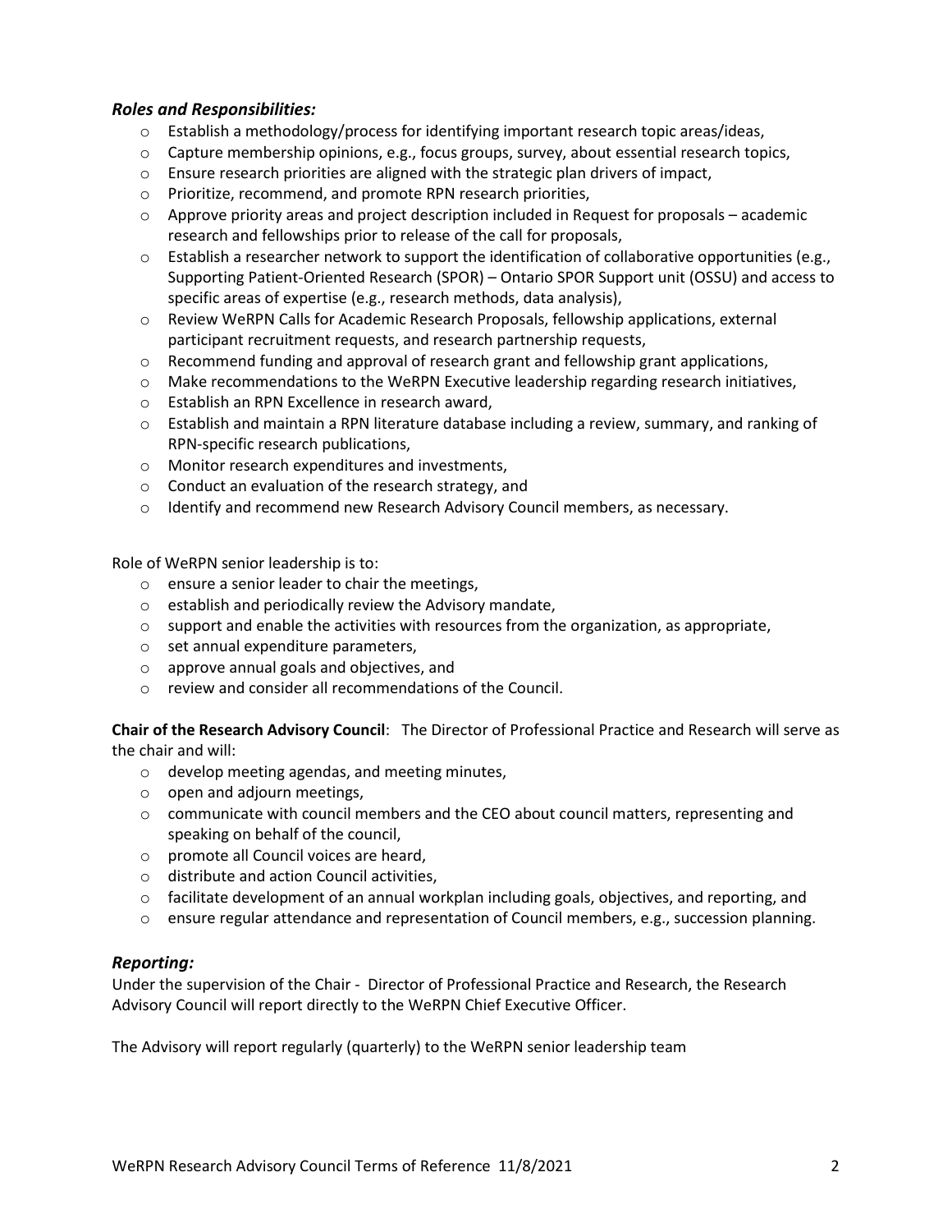### *Roles and Responsibilities:*

- Establish a methodology/process for identifying important research topic areas/ideas,
- Capture membership opinions, e.g., focus groups, survey, about essential research topics,
- Ensure research priorities are aligned with the strategic plan drivers of impact,
- Prioritize, recommend, and promote RPN research priorities,
- Approve priority areas and project description included in Request for proposals – academic research and fellowships prior to release of the call for proposals,
- Establish a researcher network to support the identification of collaborative opportunities (e.g., Supporting Patient-Oriented Research (SPOR) – Ontario SPOR Support unit (OSSU) and access to specific areas of expertise (e.g., research methods, data analysis),
- Review WeRPN Calls for Academic Research Proposals, fellowship applications, external participant recruitment requests, and research partnership requests,
- Recommend funding and approval of research grant and fellowship grant applications,
- Make recommendations to the WeRPN Executive leadership regarding research initiatives,
- Establish an RPN Excellence in research award,
- Establish and maintain a RPN literature database including a review, summary, and ranking of RPN-specific research publications,
- Monitor research expenditures and investments,
- Conduct an evaluation of the research strategy, and
- Identify and recommend new Research Advisory Council members, as necessary.

Role of WeRPN senior leadership is to:

- ensure a senior leader to chair the meetings,
- establish and periodically review the Advisory mandate,
- support and enable the activities with resources from the organization, as appropriate,
- set annual expenditure parameters,
- approve annual goals and objectives, and
- review and consider all recommendations of the Council.

**Chair of the Research Advisory Council**: The Director of Professional Practice and Research will serve as the chair and will:

- develop meeting agendas, and meeting minutes,
- open and adjourn meetings,
- communicate with council members and the CEO about council matters, representing and speaking on behalf of the council,
- promote all Council voices are heard,
- distribute and action Council activities,
- facilitate development of an annual workplan including goals, objectives, and reporting, and
- ensure regular attendance and representation of Council members, e.g., succession planning.

### *Reporting:*

Under the supervision of the Chair - Director of Professional Practice and Research, the Research Advisory Council will report directly to the WeRPN Chief Executive Officer.

The Advisory will report regularly (quarterly) to the WeRPN senior leadership team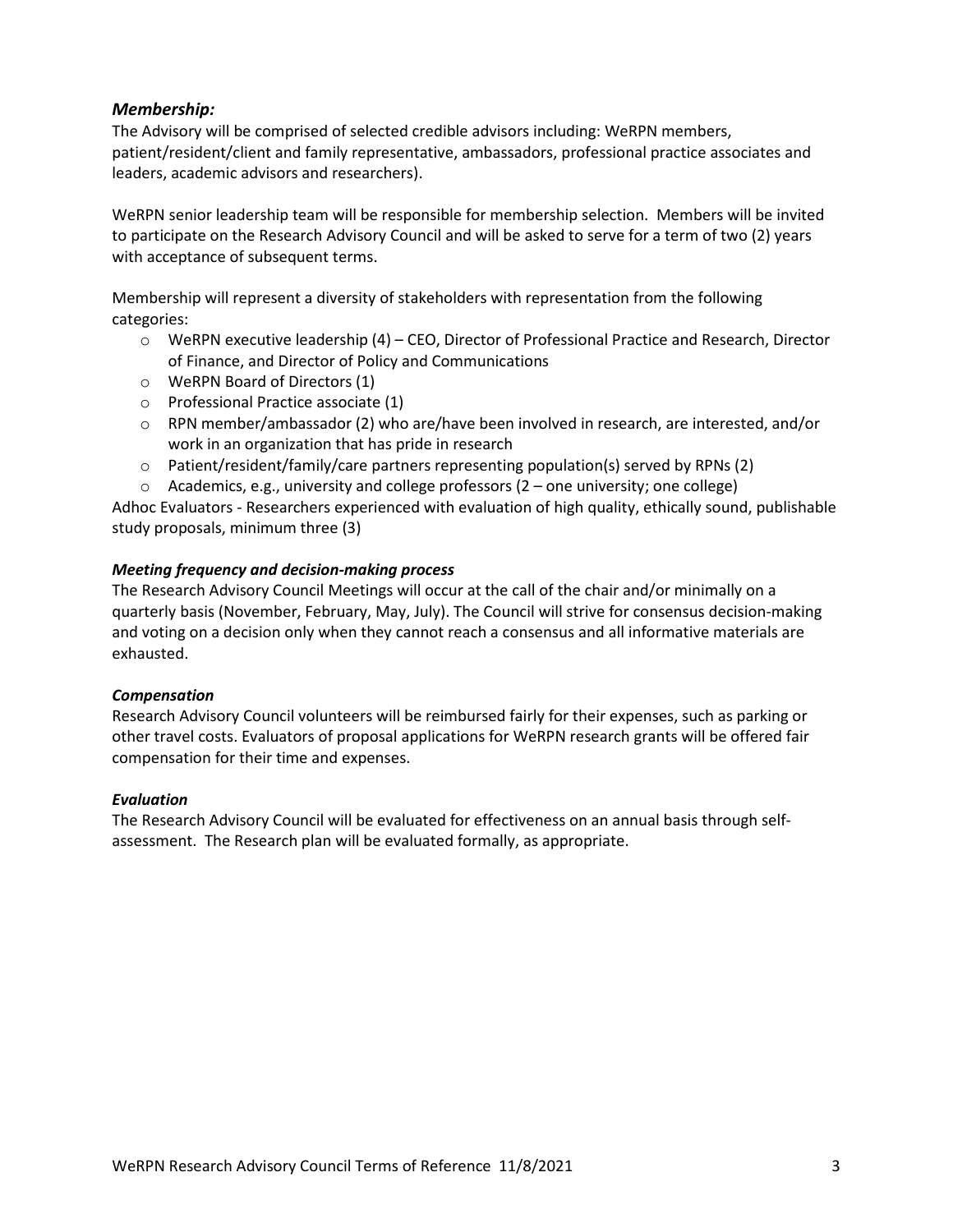### *Membership:*

The Advisory will be comprised of selected credible advisors including: WeRPN members, patient/resident/client and family representative, ambassadors, professional practice associates and leaders, academic advisors and researchers).

WeRPN senior leadership team will be responsible for membership selection. Members will be invited to participate on the Research Advisory Council and will be asked to serve for a term of two (2) years with acceptance of subsequent terms.

Membership will represent a diversity of stakeholders with representation from the following categories:

- WeRPN executive leadership (4) – CEO, Director of Professional Practice and Research, Director of Finance, and Director of Policy and Communications
- WeRPN Board of Directors (1)
- Professional Practice associate (1)
- RPN member/ambassador (2) who are/have been involved in research, are interested, and/or work in an organization that has pride in research
- Patient/resident/family/care partners representing population(s) served by RPNs (2)
- Academics, e.g., university and college professors (2 – one university; one college)

Adhoc Evaluators - Researchers experienced with evaluation of high quality, ethically sound, publishable study proposals, minimum three (3)

#### *Meeting frequency and decision-making process*

The Research Advisory Council Meetings will occur at the call of the chair and/or minimally on a quarterly basis (November, February, May, July). The Council will strive for consensus decision-making and voting on a decision only when they cannot reach a consensus and all informative materials are exhausted.

#### *Compensation*

Research Advisory Council volunteers will be reimbursed fairly for their expenses, such as parking or other travel costs. Evaluators of proposal applications for WeRPN research grants will be offered fair compensation for their time and expenses.

#### *Evaluation*

The Research Advisory Council will be evaluated for effectiveness on an annual basis through self-assessment. The Research plan will be evaluated formally, as appropriate.